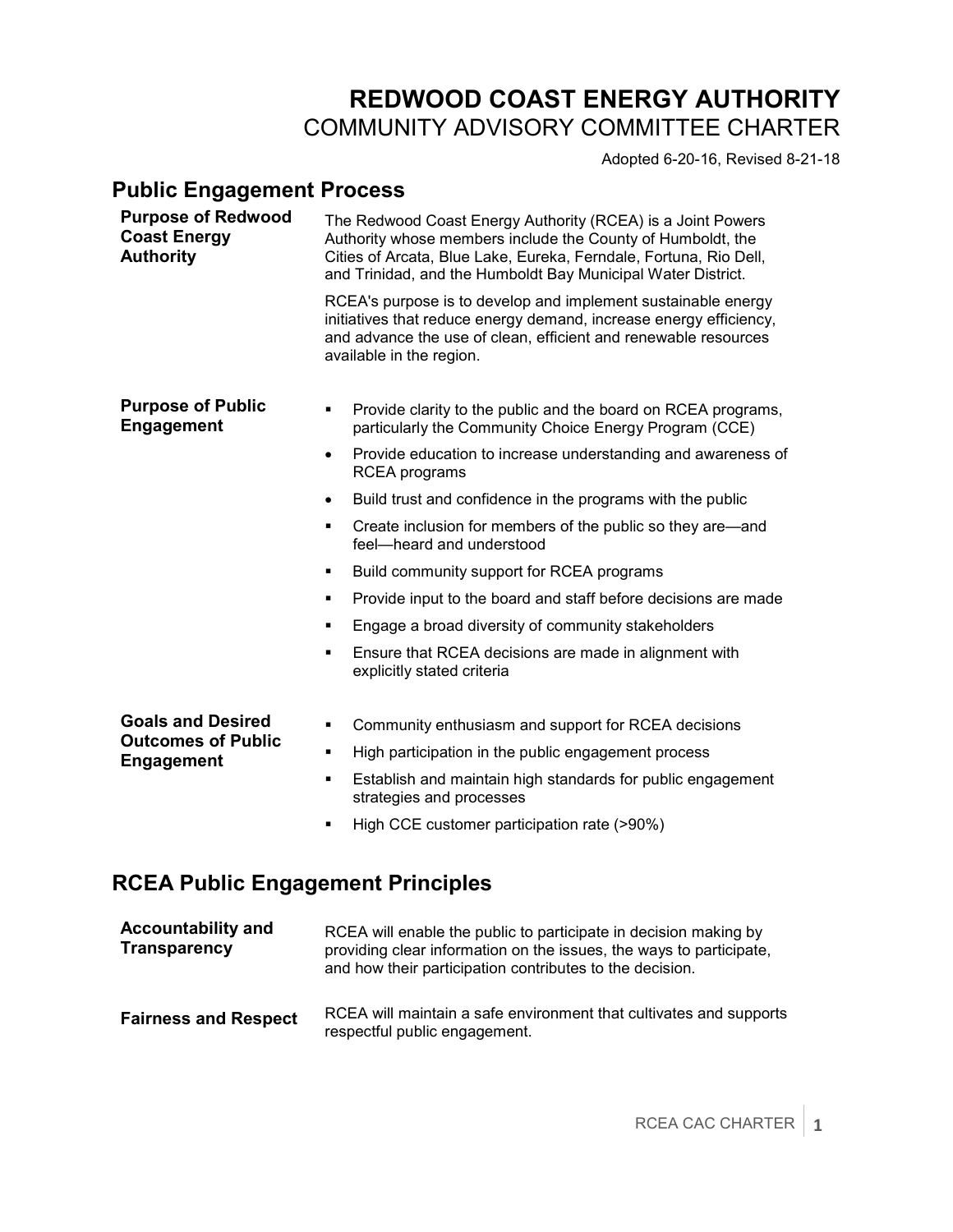# REDWOOD COAST ENERGY AUTHORITY

COMMUNITY ADVISORY COMMITTEE CHARTER

Adopted 6-20-16, Revised 8-21-18

## Public Engagement Process

**Purpose of Redwood Coast Energy Authority**

The Redwood Coast Energy Authority (RCEA) is a Joint Powers Authority whose members include the County of Humboldt, the Cities of Arcata, Blue Lake, Eureka, Ferndale, Fortuna, Rio Dell, and Trinidad, and the Humboldt Bay Municipal Water District.

RCEA's purpose is to develop and implement sustainable energy initiatives that reduce energy demand, increase energy efficiency, and advance the use of clean, efficient and renewable resources available in the region.

**Purpose of Public Engagement**

- Provide clarity to the public and the board on RCEA programs, particularly the Community Choice Energy Program (CCE)
- Provide education to increase understanding and awareness of RCEA programs
- Build trust and confidence in the programs with the public
- Create inclusion for members of the public so they are—and feel—heard and understood
- Build community support for RCEA programs
- Provide input to the board and staff before decisions are made
- Engage a broad diversity of community stakeholders
- Ensure that RCEA decisions are made in alignment with explicitly stated criteria

**Goals and Desired Outcomes of Public Engagement**

- Community enthusiasm and support for RCEA decisions
- High participation in the public engagement process
- Establish and maintain high standards for public engagement strategies and processes
- High CCE customer participation rate (>90%)

## RCEA Public Engagement Principles

**Accountability and Transparency**

RCEA will enable the public to participate in decision making by providing clear information on the issues, the ways to participate, and how their participation contributes to the decision.

**Fairness and Respect**

RCEA will maintain a safe environment that cultivates and supports respectful public engagement.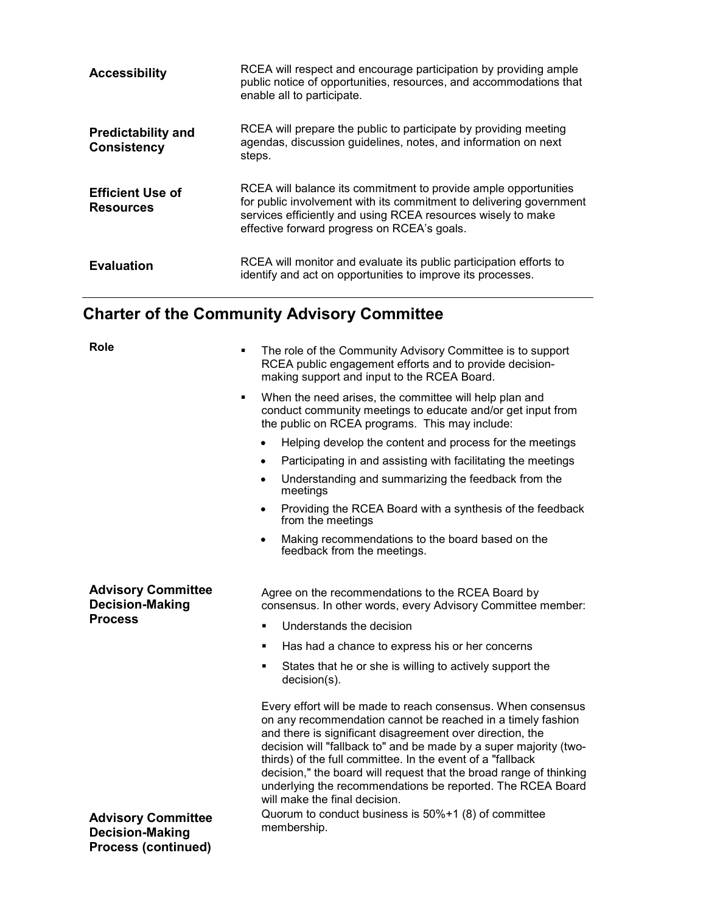**Accessibility**

RCEA will respect and encourage participation by providing ample public notice of opportunities, resources, and accommodations that enable all to participate.

**Predictability and Consistency**

RCEA will prepare the public to participate by providing meeting agendas, discussion guidelines, notes, and information on next steps.

**Efficient Use of Resources**

RCEA will balance its commitment to provide ample opportunities for public involvement with its commitment to delivering government services efficiently and using RCEA resources wisely to make effective forward progress on RCEA's goals.

**Evaluation**

RCEA will monitor and evaluate its public participation efforts to identify and act on opportunities to improve its processes.

---

## Charter of the Community Advisory Committee

**Role**

- The role of the Community Advisory Committee is to support RCEA public engagement efforts and to provide decision-making support and input to the RCEA Board.
- When the need arises, the committee will help plan and conduct community meetings to educate and/or get input from the public on RCEA programs. This may include:
  - Helping develop the content and process for the meetings
  - Participating in and assisting with facilitating the meetings
  - Understanding and summarizing the feedback from the meetings
  - Providing the RCEA Board with a synthesis of the feedback from the meetings
  - Making recommendations to the board based on the feedback from the meetings.

**Advisory Committee Decision-Making Process**

Agree on the recommendations to the RCEA Board by consensus. In other words, every Advisory Committee member:

- Understands the decision
- Has had a chance to express his or her concerns
- States that he or she is willing to actively support the decision(s).

Every effort will be made to reach consensus. When consensus on any recommendation cannot be reached in a timely fashion and there is significant disagreement over direction, the decision will "fallback to" and be made by a super majority (two-thirds) of the full committee. In the event of a "fallback decision," the board will request that the broad range of thinking underlying the recommendations be reported. The RCEA Board will make the final decision.

**Advisory Committee Decision-Making Process (continued)**

Quorum to conduct business is 50%+1 (8) of committee membership.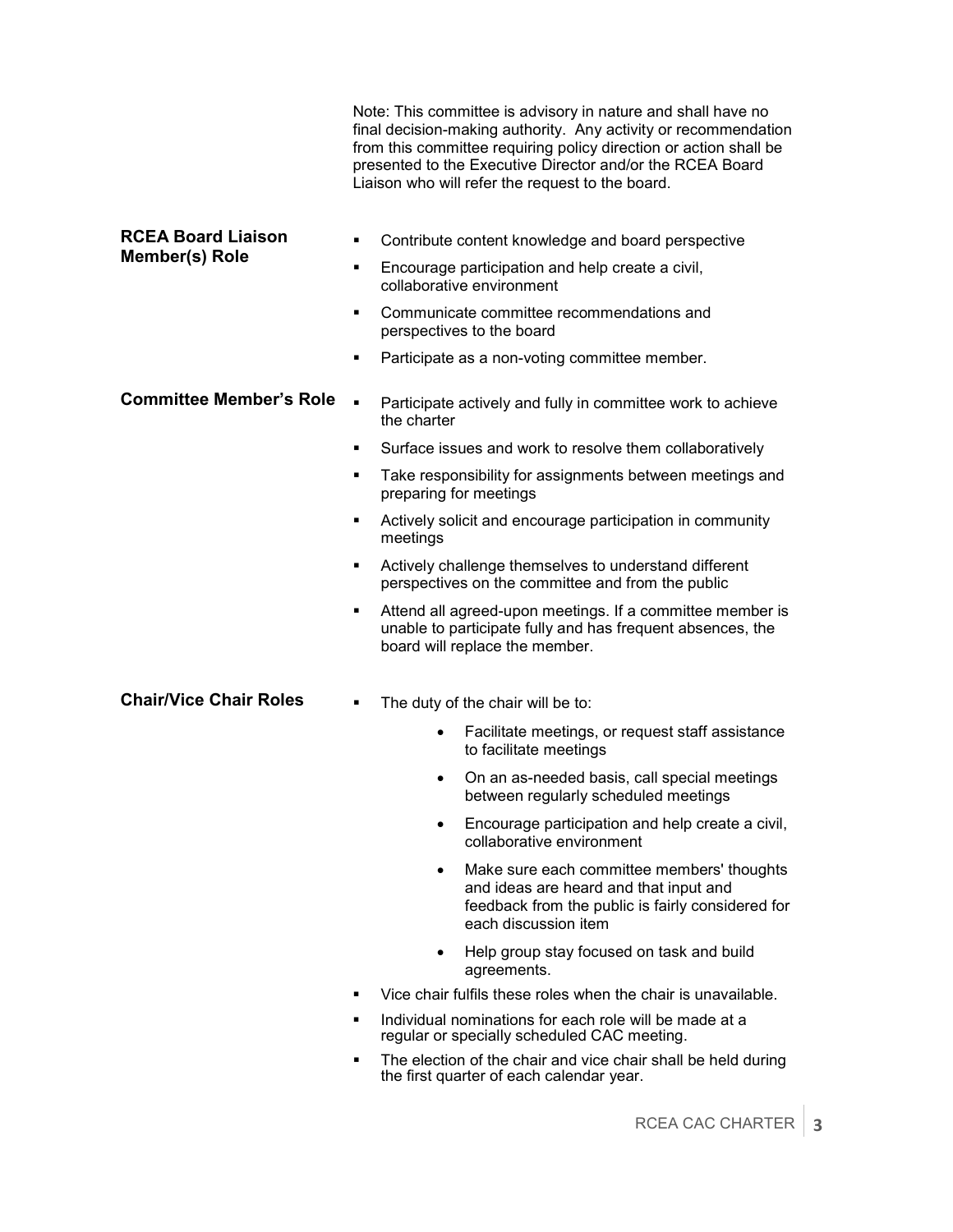Note: This committee is advisory in nature and shall have no final decision-making authority. Any activity or recommendation from this committee requiring policy direction or action shall be presented to the Executive Director and/or the RCEA Board Liaison who will refer the request to the board.

**RCEA Board Liaison Member(s) Role**

- Contribute content knowledge and board perspective
- Encourage participation and help create a civil, collaborative environment
- Communicate committee recommendations and perspectives to the board
- Participate as a non-voting committee member.

**Committee Member's Role**

- Participate actively and fully in committee work to achieve the charter
- Surface issues and work to resolve them collaboratively
- Take responsibility for assignments between meetings and preparing for meetings
- Actively solicit and encourage participation in community meetings
- Actively challenge themselves to understand different perspectives on the committee and from the public
- Attend all agreed-upon meetings. If a committee member is unable to participate fully and has frequent absences, the board will replace the member.

**Chair/Vice Chair Roles**

- The duty of the chair will be to:
  - Facilitate meetings, or request staff assistance to facilitate meetings
  - On an as-needed basis, call special meetings between regularly scheduled meetings
  - Encourage participation and help create a civil, collaborative environment
  - Make sure each committee members' thoughts and ideas are heard and that input and feedback from the public is fairly considered for each discussion item
  - Help group stay focused on task and build agreements.
- Vice chair fulfils these roles when the chair is unavailable.
- Individual nominations for each role will be made at a regular or specially scheduled CAC meeting.
- The election of the chair and vice chair shall be held during the first quarter of each calendar year.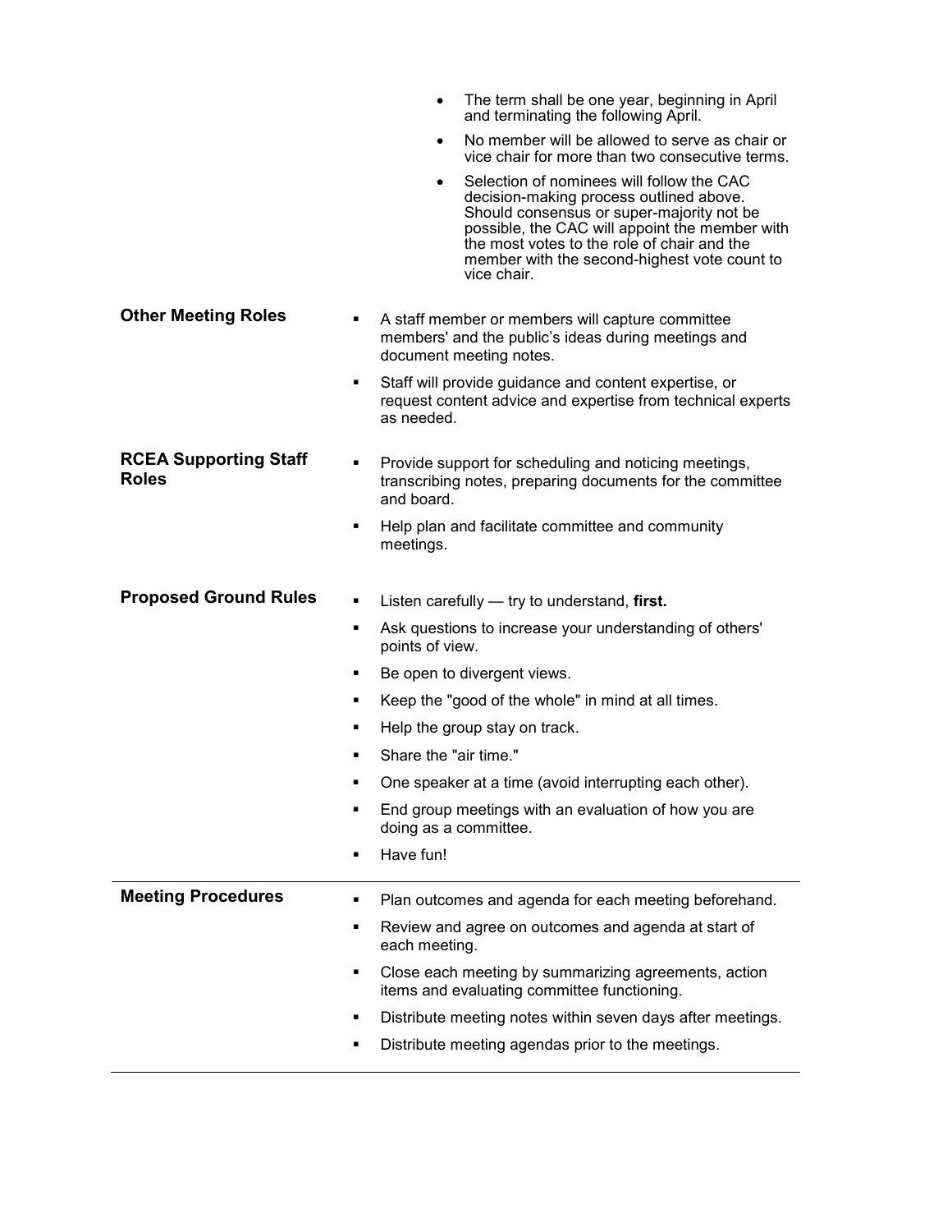- The term shall be one year, beginning in April and terminating the following April.
- No member will be allowed to serve as chair or vice chair for more than two consecutive terms.
- Selection of nominees will follow the CAC decision-making process outlined above. Should consensus or super-majority not be possible, the CAC will appoint the member with the most votes to the role of chair and the member with the second-highest vote count to vice chair.

**Other Meeting Roles**

- A staff member or members will capture committee members' and the public's ideas during meetings and document meeting notes.
- Staff will provide guidance and content expertise, or request content advice and expertise from technical experts as needed.

**RCEA Supporting Staff Roles**

- Provide support for scheduling and noticing meetings, transcribing notes, preparing documents for the committee and board.
- Help plan and facilitate committee and community meetings.

**Proposed Ground Rules**

- Listen carefully — try to understand, **first.**
- Ask questions to increase your understanding of others' points of view.
- Be open to divergent views.
- Keep the "good of the whole" in mind at all times.
- Help the group stay on track.
- Share the "air time."
- One speaker at a time (avoid interrupting each other).
- End group meetings with an evaluation of how you are doing as a committee.
- Have fun!

---

**Meeting Procedures**

- Plan outcomes and agenda for each meeting beforehand.
- Review and agree on outcomes and agenda at start of each meeting.
- Close each meeting by summarizing agreements, action items and evaluating committee functioning.
- Distribute meeting notes within seven days after meetings.
- Distribute meeting agendas prior to the meetings.

---